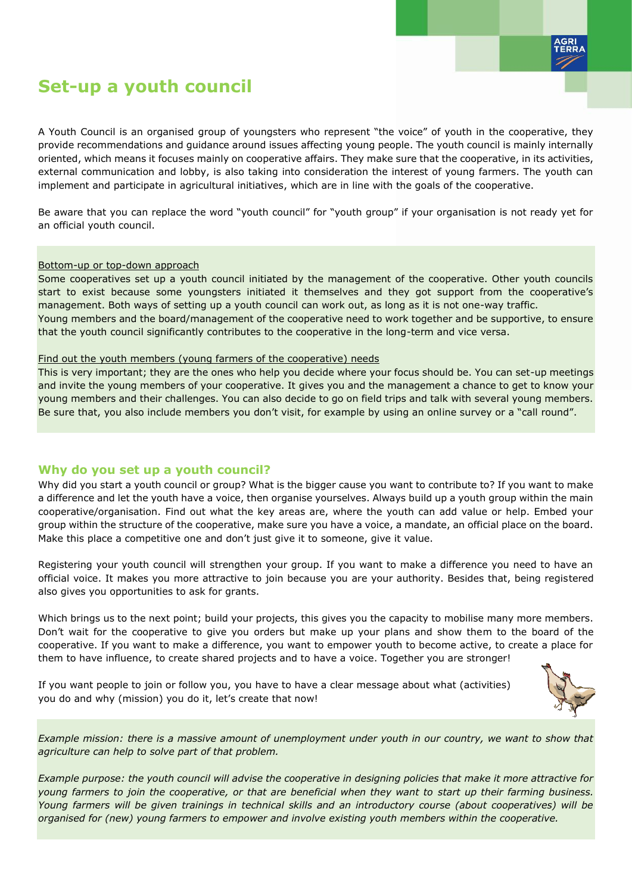# Set-up a youth council

A Youth Council is an organised group of youngsters who represent "the voice" of youth in the cooperative, they provide recommendations and guidance around issues affecting young people. The youth council is mainly internally oriented, which means it focuses mainly on cooperative affairs. They make sure that the cooperative, in its activities, external communication and lobby, is also taking into consideration the interest of young farmers. The youth can implement and participate in agricultural initiatives, which are in line with the goals of the cooperative.

Be aware that you can replace the word "youth council" for "youth group" if your organisation is not ready yet for an official youth council.

<u>Bottom-up or top-down approach</u>
Some cooperatives set up a youth council initiated by the management of the cooperative. Other youth councils start to exist because some youngsters initiated it themselves and they got support from the cooperative's management. Both ways of setting up a youth council can work out, as long as it is not one-way traffic.
Young members and the board/management of the cooperative need to work together and be supportive, to ensure that the youth council significantly contributes to the cooperative in the long-term and vice versa.

<u>Find out the youth members (young farmers of the cooperative) needs</u>
This is very important; they are the ones who help you decide where your focus should be. You can set-up meetings and invite the young members of your cooperative. It gives you and the management a chance to get to know your young members and their challenges. You can also decide to go on field trips and talk with several young members. Be sure that, you also include members you don't visit, for example by using an online survey or a "call round".

## Why do you set up a youth council?

Why did you start a youth council or group? What is the bigger cause you want to contribute to? If you want to make a difference and let the youth have a voice, then organise yourselves. Always build up a youth group within the main cooperative/organisation. Find out what the key areas are, where the youth can add value or help. Embed your group within the structure of the cooperative, make sure you have a voice, a mandate, an official place on the board. Make this place a competitive one and don't just give it to someone, give it value.

Registering your youth council will strengthen your group. If you want to make a difference you need to have an official voice. It makes you more attractive to join because you are your authority. Besides that, being registered also gives you opportunities to ask for grants.

Which brings us to the next point; build your projects, this gives you the capacity to mobilise many more members. Don't wait for the cooperative to give you orders but make up your plans and show them to the board of the cooperative. If you want to make a difference, you want to empower youth to become active, to create a place for them to have influence, to create shared projects and to have a voice. Together you are stronger!

If you want people to join or follow you, you have to have a clear message about what (activities) you do and why (mission) you do it, let's create that now!

*Example mission: there is a massive amount of unemployment under youth in our country, we want to show that agriculture can help to solve part of that problem.*

*Example purpose: the youth council will advise the cooperative in designing policies that make it more attractive for young farmers to join the cooperative, or that are beneficial when they want to start up their farming business. Young farmers will be given trainings in technical skills and an introductory course (about cooperatives) will be organised for (new) young farmers to empower and involve existing youth members within the cooperative.*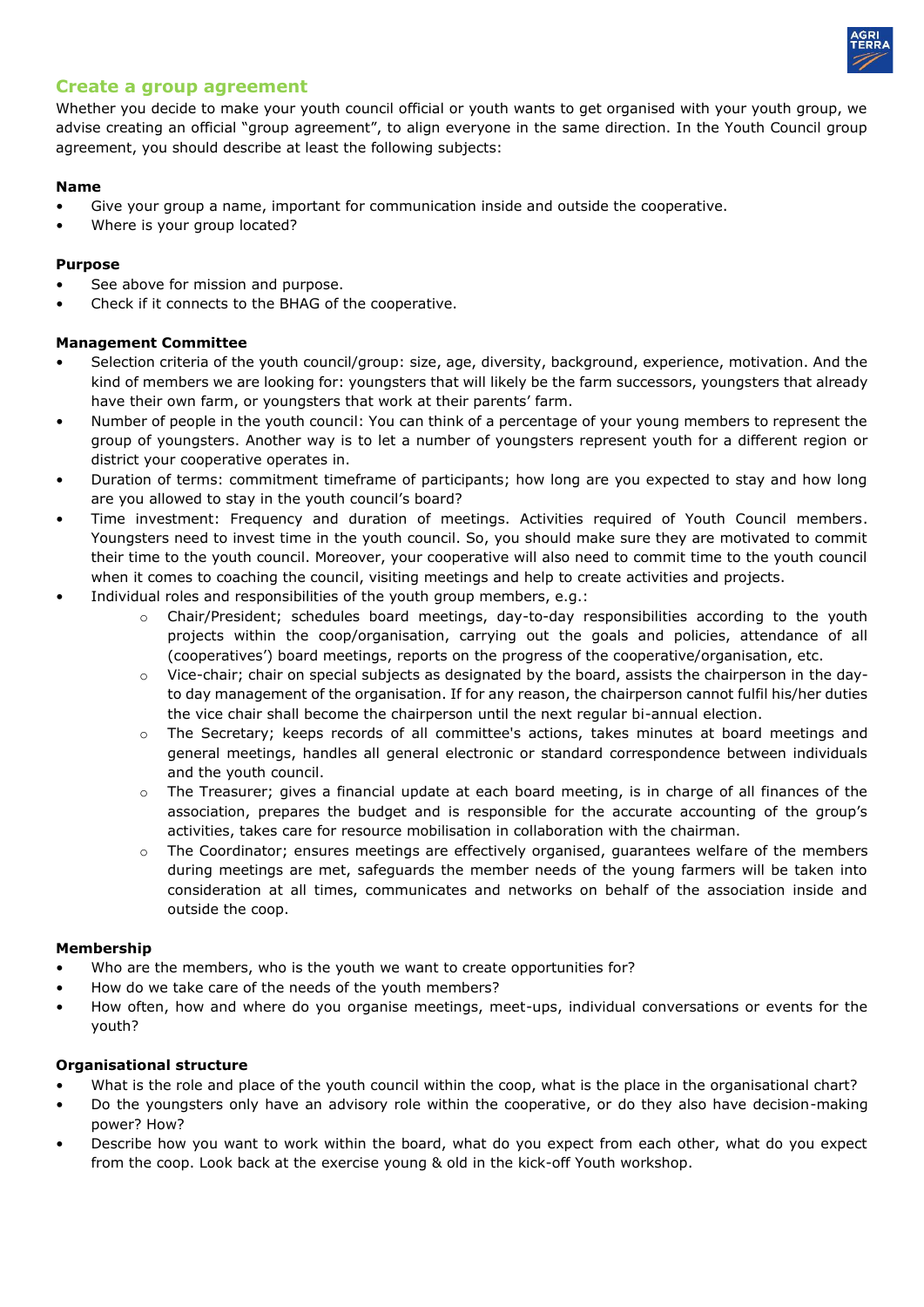## Create a group agreement

Whether you decide to make your youth council official or youth wants to get organised with your youth group, we advise creating an official "group agreement", to align everyone in the same direction. In the Youth Council group agreement, you should describe at least the following subjects:

**Name**

- Give your group a name, important for communication inside and outside the cooperative.
- Where is your group located?

**Purpose**

- See above for mission and purpose.
- Check if it connects to the BHAG of the cooperative.

**Management Committee**

- Selection criteria of the youth council/group: size, age, diversity, background, experience, motivation. And the kind of members we are looking for: youngsters that will likely be the farm successors, youngsters that already have their own farm, or youngsters that work at their parents' farm.
- Number of people in the youth council: You can think of a percentage of your young members to represent the group of youngsters. Another way is to let a number of youngsters represent youth for a different region or district your cooperative operates in.
- Duration of terms: commitment timeframe of participants; how long are you expected to stay and how long are you allowed to stay in the youth council's board?
- Time investment: Frequency and duration of meetings. Activities required of Youth Council members. Youngsters need to invest time in the youth council. So, you should make sure they are motivated to commit their time to the youth council. Moreover, your cooperative will also need to commit time to the youth council when it comes to coaching the council, visiting meetings and help to create activities and projects.
- Individual roles and responsibilities of the youth group members, e.g.:
    - Chair/President; schedules board meetings, day-to-day responsibilities according to the youth projects within the coop/organisation, carrying out the goals and policies, attendance of all (cooperatives') board meetings, reports on the progress of the cooperative/organisation, etc.
    - Vice-chair; chair on special subjects as designated by the board, assists the chairperson in the day-to day management of the organisation. If for any reason, the chairperson cannot fulfil his/her duties the vice chair shall become the chairperson until the next regular bi-annual election.
    - The Secretary; keeps records of all committee's actions, takes minutes at board meetings and general meetings, handles all general electronic or standard correspondence between individuals and the youth council.
    - The Treasurer; gives a financial update at each board meeting, is in charge of all finances of the association, prepares the budget and is responsible for the accurate accounting of the group's activities, takes care for resource mobilisation in collaboration with the chairman.
    - The Coordinator; ensures meetings are effectively organised, guarantees welfare of the members during meetings are met, safeguards the member needs of the young farmers will be taken into consideration at all times, communicates and networks on behalf of the association inside and outside the coop.

**Membership**

- Who are the members, who is the youth we want to create opportunities for?
- How do we take care of the needs of the youth members?
- How often, how and where do you organise meetings, meet-ups, individual conversations or events for the youth?

**Organisational structure**

- What is the role and place of the youth council within the coop, what is the place in the organisational chart?
- Do the youngsters only have an advisory role within the cooperative, or do they also have decision-making power? How?
- Describe how you want to work within the board, what do you expect from each other, what do you expect from the coop. Look back at the exercise young & old in the kick-off Youth workshop.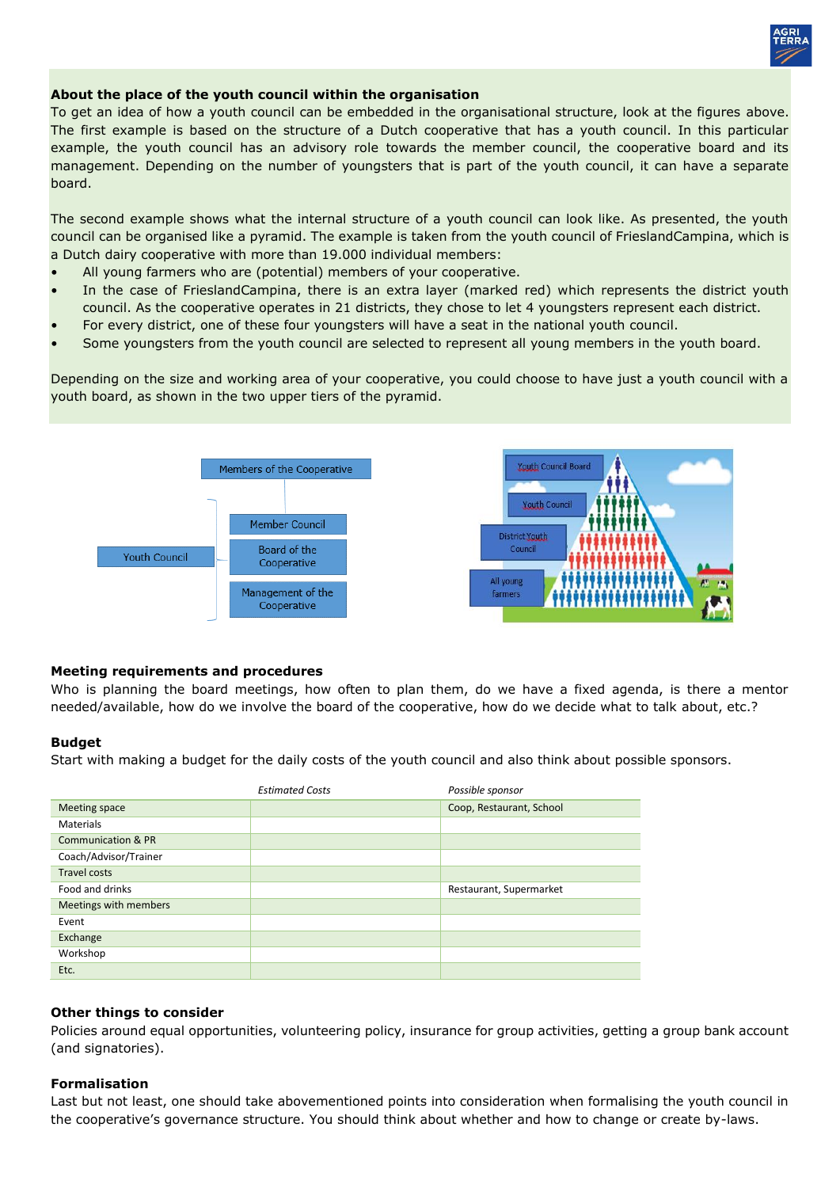### About the place of the youth council within the organisation

To get an idea of how a youth council can be embedded in the organisational structure, look at the figures above. The first example is based on the structure of a Dutch cooperative that has a youth council. In this particular example, the youth council has an advisory role towards the member council, the cooperative board and its management. Depending on the number of youngsters that is part of the youth council, it can have a separate board.

The second example shows what the internal structure of a youth council can look like. As presented, the youth council can be organised like a pyramid. The example is taken from the youth council of FrieslandCampina, which is a Dutch dairy cooperative with more than 19.000 individual members:

- All young farmers who are (potential) members of your cooperative.
- In the case of FrieslandCampina, there is an extra layer (marked red) which represents the district youth council. As the cooperative operates in 21 districts, they chose to let 4 youngsters represent each district.
- For every district, one of these four youngsters will have a seat in the national youth council.
- Some youngsters from the youth council are selected to represent all young members in the youth board.

Depending on the size and working area of your cooperative, you could choose to have just a youth council with a youth board, as shown in the two upper tiers of the pyramid.

Members of the Cooperative

Youth Council

Member Council

Board of the Cooperative

Management of the Cooperative

Youth Council Board

Youth Council

District Youth Council

All young farmers

### Meeting requirements and procedures

Who is planning the board meetings, how often to plan them, do we have a fixed agenda, is there a mentor needed/available, how do we involve the board of the cooperative, how do we decide what to talk about, etc.?

### Budget

Start with making a budget for the daily costs of the youth council and also think about possible sponsors.

| | *Estimated Costs* | *Possible sponsor* |
|---|---|---|
| Meeting space | | Coop, Restaurant, School |
| Materials | | |
| Communication & PR | | |
| Coach/Advisor/Trainer | | |
| Travel costs | | |
| Food and drinks | | Restaurant, Supermarket |
| Meetings with members | | |
| Event | | |
| Exchange | | |
| Workshop | | |
| Etc. | | |

### Other things to consider

Policies around equal opportunities, volunteering policy, insurance for group activities, getting a group bank account (and signatories).

### Formalisation

Last but not least, one should take abovementioned points into consideration when formalising the youth council in the cooperative's governance structure. You should think about whether and how to change or create by-laws.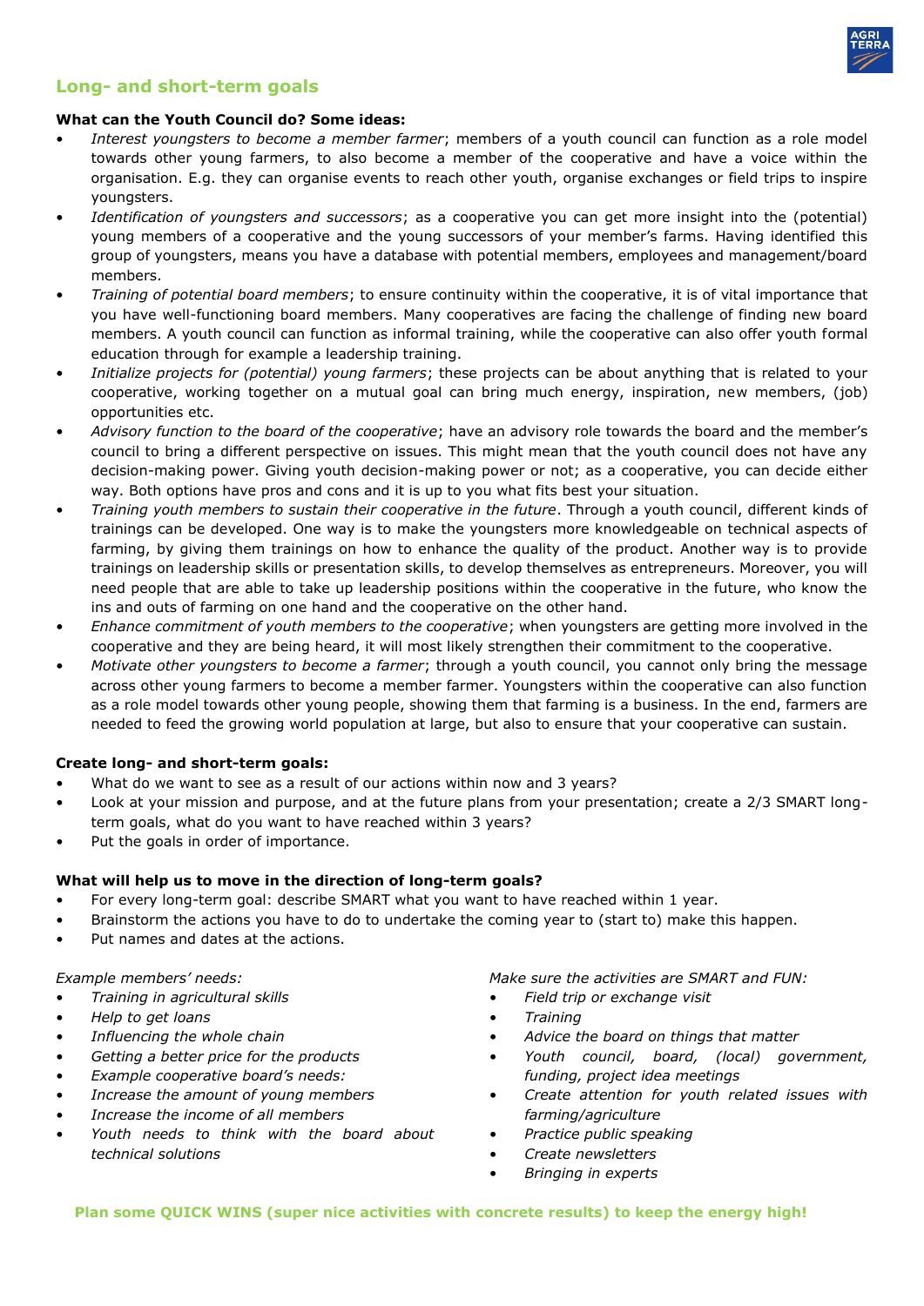## Long- and short-term goals

**What can the Youth Council do? Some ideas:**

- *Interest youngsters to become a member farmer*; members of a youth council can function as a role model towards other young farmers, to also become a member of the cooperative and have a voice within the organisation. E.g. they can organise events to reach other youth, organise exchanges or field trips to inspire youngsters.
- *Identification of youngsters and successors*; as a cooperative you can get more insight into the (potential) young members of a cooperative and the young successors of your member's farms. Having identified this group of youngsters, means you have a database with potential members, employees and management/board members.
- *Training of potential board members*; to ensure continuity within the cooperative, it is of vital importance that you have well-functioning board members. Many cooperatives are facing the challenge of finding new board members. A youth council can function as informal training, while the cooperative can also offer youth formal education through for example a leadership training.
- *Initialize projects for (potential) young farmers*; these projects can be about anything that is related to your cooperative, working together on a mutual goal can bring much energy, inspiration, new members, (job) opportunities etc.
- *Advisory function to the board of the cooperative*; have an advisory role towards the board and the member's council to bring a different perspective on issues. This might mean that the youth council does not have any decision-making power. Giving youth decision-making power or not; as a cooperative, you can decide either way. Both options have pros and cons and it is up to you what fits best your situation.
- *Training youth members to sustain their cooperative in the future*. Through a youth council, different kinds of trainings can be developed. One way is to make the youngsters more knowledgeable on technical aspects of farming, by giving them trainings on how to enhance the quality of the product. Another way is to provide trainings on leadership skills or presentation skills, to develop themselves as entrepreneurs. Moreover, you will need people that are able to take up leadership positions within the cooperative in the future, who know the ins and outs of farming on one hand and the cooperative on the other hand.
- *Enhance commitment of youth members to the cooperative*; when youngsters are getting more involved in the cooperative and they are being heard, it will most likely strengthen their commitment to the cooperative.
- *Motivate other youngsters to become a farmer*; through a youth council, you cannot only bring the message across other young farmers to become a member farmer. Youngsters within the cooperative can also function as a role model towards other young people, showing them that farming is a business. In the end, farmers are needed to feed the growing world population at large, but also to ensure that your cooperative can sustain.

**Create long- and short-term goals:**

- What do we want to see as a result of our actions within now and 3 years?
- Look at your mission and purpose, and at the future plans from your presentation; create a 2/3 SMART long-term goals, what do you want to have reached within 3 years?
- Put the goals in order of importance.

**What will help us to move in the direction of long-term goals?**

- For every long-term goal: describe SMART what you want to have reached within 1 year.
- Brainstorm the actions you have to do to undertake the coming year to (start to) make this happen.
- Put names and dates at the actions.

*Example members' needs:*

- *Training in agricultural skills*
- *Help to get loans*
- *Influencing the whole chain*
- *Getting a better price for the products*
- *Example cooperative board's needs:*
- *Increase the amount of young members*
- *Increase the income of all members*
- *Youth needs to think with the board about technical solutions*

*Make sure the activities are SMART and FUN:*

- *Field trip or exchange visit*
- *Training*
- *Advice the board on things that matter*
- *Youth council, board, (local) government, funding, project idea meetings*
- *Create attention for youth related issues with farming/agriculture*
- *Practice public speaking*
- *Create newsletters*
- *Bringing in experts*

**Plan some QUICK WINS (super nice activities with concrete results) to keep the energy high!**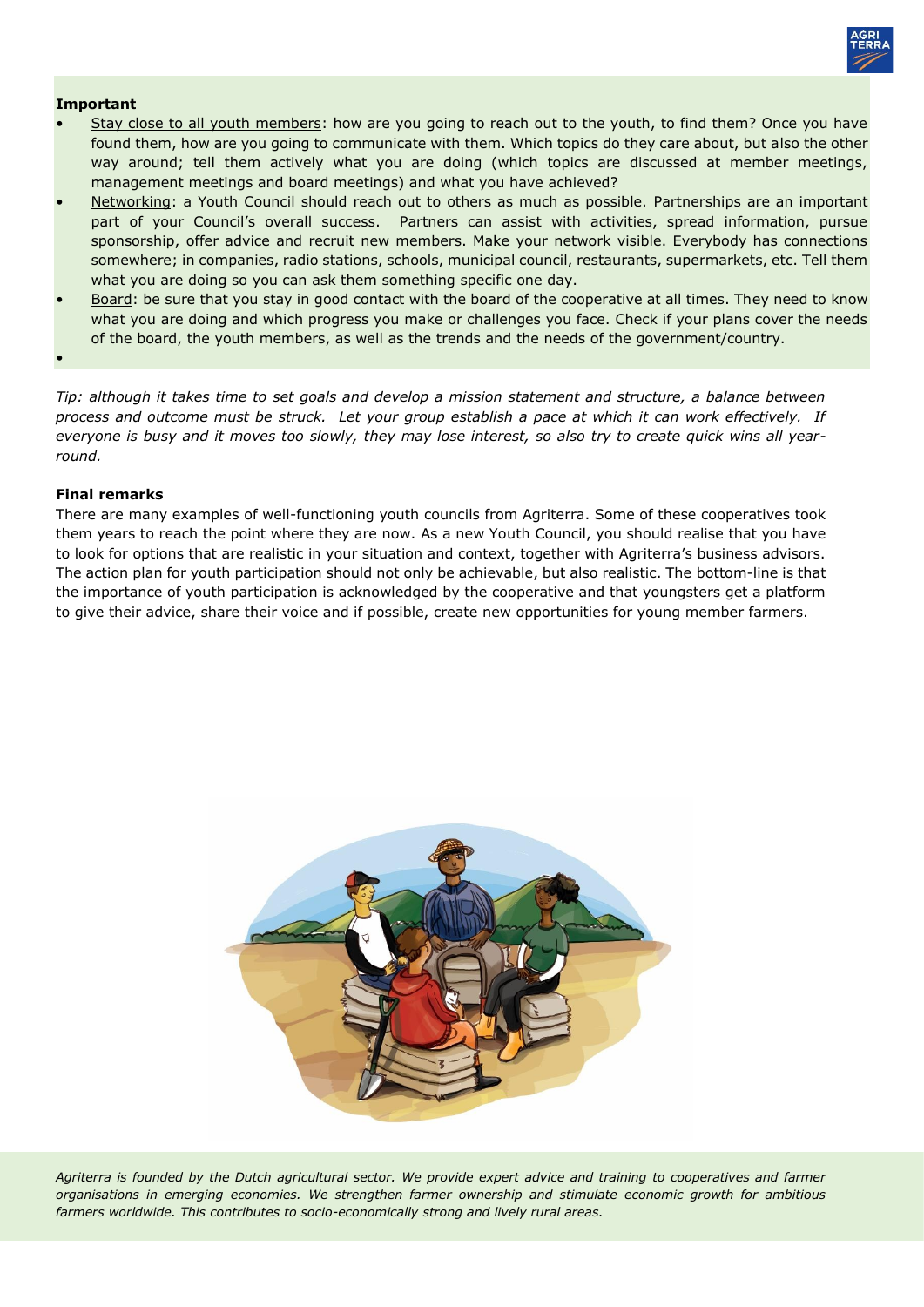**Important**

- Stay close to all youth members: how are you going to reach out to the youth, to find them? Once you have found them, how are you going to communicate with them. Which topics do they care about, but also the other way around; tell them actively what you are doing (which topics are discussed at member meetings, management meetings and board meetings) and what you have achieved?
- Networking: a Youth Council should reach out to others as much as possible. Partnerships are an important part of your Council's overall success. Partners can assist with activities, spread information, pursue sponsorship, offer advice and recruit new members. Make your network visible. Everybody has connections somewhere; in companies, radio stations, schools, municipal council, restaurants, supermarkets, etc. Tell them what you are doing so you can ask them something specific one day.
- Board: be sure that you stay in good contact with the board of the cooperative at all times. They need to know what you are doing and which progress you make or challenges you face. Check if your plans cover the needs of the board, the youth members, as well as the trends and the needs of the government/country.

*Tip: although it takes time to set goals and develop a mission statement and structure, a balance between process and outcome must be struck. Let your group establish a pace at which it can work effectively. If everyone is busy and it moves too slowly, they may lose interest, so also try to create quick wins all year-round.*

**Final remarks**

There are many examples of well-functioning youth councils from Agriterra. Some of these cooperatives took them years to reach the point where they are now. As a new Youth Council, you should realise that you have to look for options that are realistic in your situation and context, together with Agriterra's business advisors. The action plan for youth participation should not only be achievable, but also realistic. The bottom-line is that the importance of youth participation is acknowledged by the cooperative and that youngsters get a platform to give their advice, share their voice and if possible, create new opportunities for young member farmers.

*Agriterra is founded by the Dutch agricultural sector. We provide expert advice and training to cooperatives and farmer organisations in emerging economies. We strengthen farmer ownership and stimulate economic growth for ambitious farmers worldwide. This contributes to socio-economically strong and lively rural areas.*